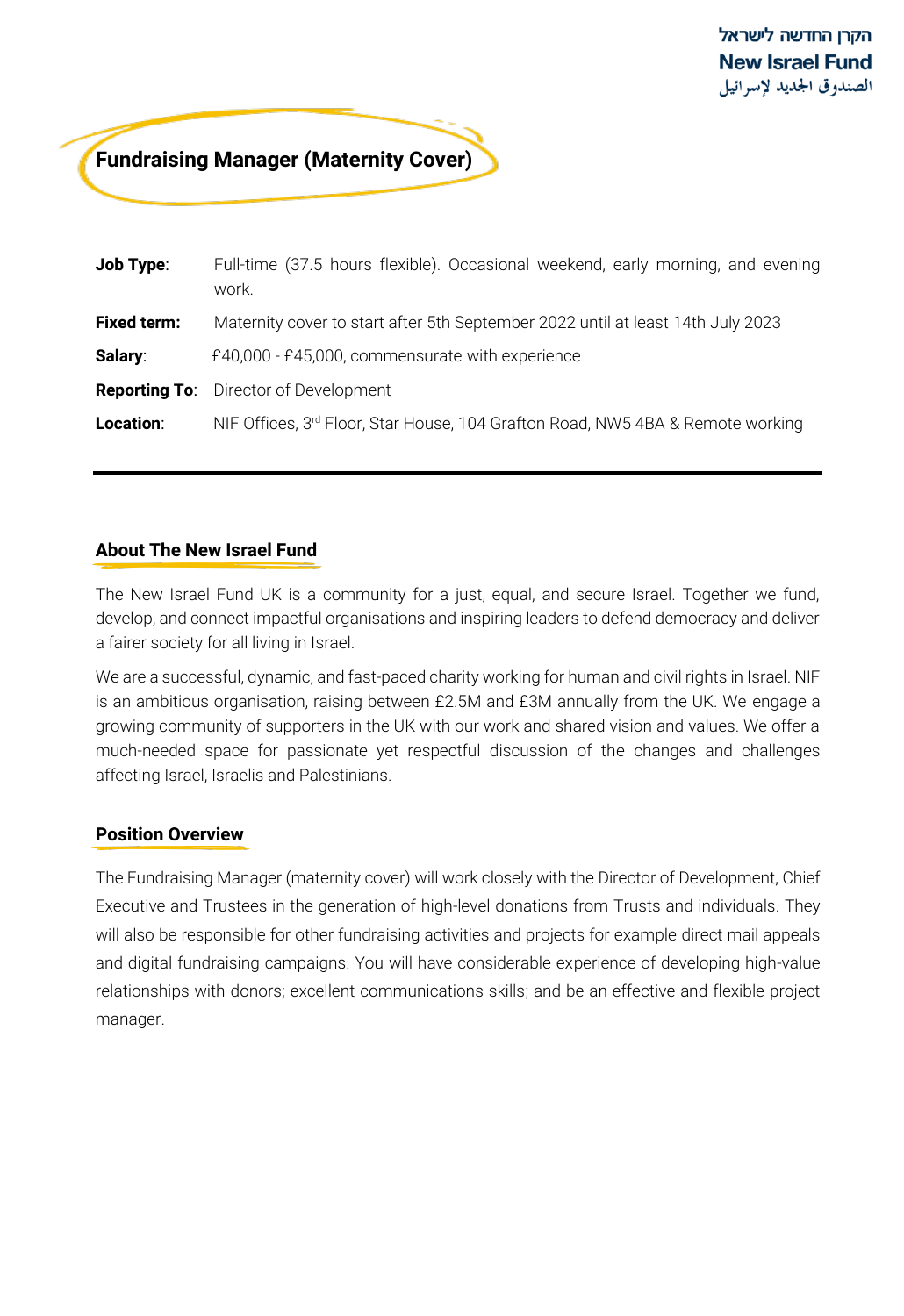הקרן החדשה לישראל
**New Israel Fund**
الصندوق الجديد لإسرائيل

# Fundraising Manager (Maternity Cover)

| | |
|---|---|
| **Job Type**: | Full-time (37.5 hours flexible). Occasional weekend, early morning, and evening work. |
| **Fixed term:** | Maternity cover to start after 5th September 2022 until at least 14th July 2023 |
| **Salary**: | £40,000 - £45,000, commensurate with experience |
| **Reporting To**: | Director of Development |
| **Location**: | NIF Offices, 3rd Floor, Star House, 104 Grafton Road, NW5 4BA & Remote working |

---

## About The New Israel Fund

The New Israel Fund UK is a community for a just, equal, and secure Israel. Together we fund, develop, and connect impactful organisations and inspiring leaders to defend democracy and deliver a fairer society for all living in Israel.

We are a successful, dynamic, and fast-paced charity working for human and civil rights in Israel. NIF is an ambitious organisation, raising between £2.5M and £3M annually from the UK. We engage a growing community of supporters in the UK with our work and shared vision and values. We offer a much-needed space for passionate yet respectful discussion of the changes and challenges affecting Israel, Israelis and Palestinians.

## Position Overview

The Fundraising Manager (maternity cover) will work closely with the Director of Development, Chief Executive and Trustees in the generation of high-level donations from Trusts and individuals. They will also be responsible for other fundraising activities and projects for example direct mail appeals and digital fundraising campaigns. You will have considerable experience of developing high-value relationships with donors; excellent communications skills; and be an effective and flexible project manager.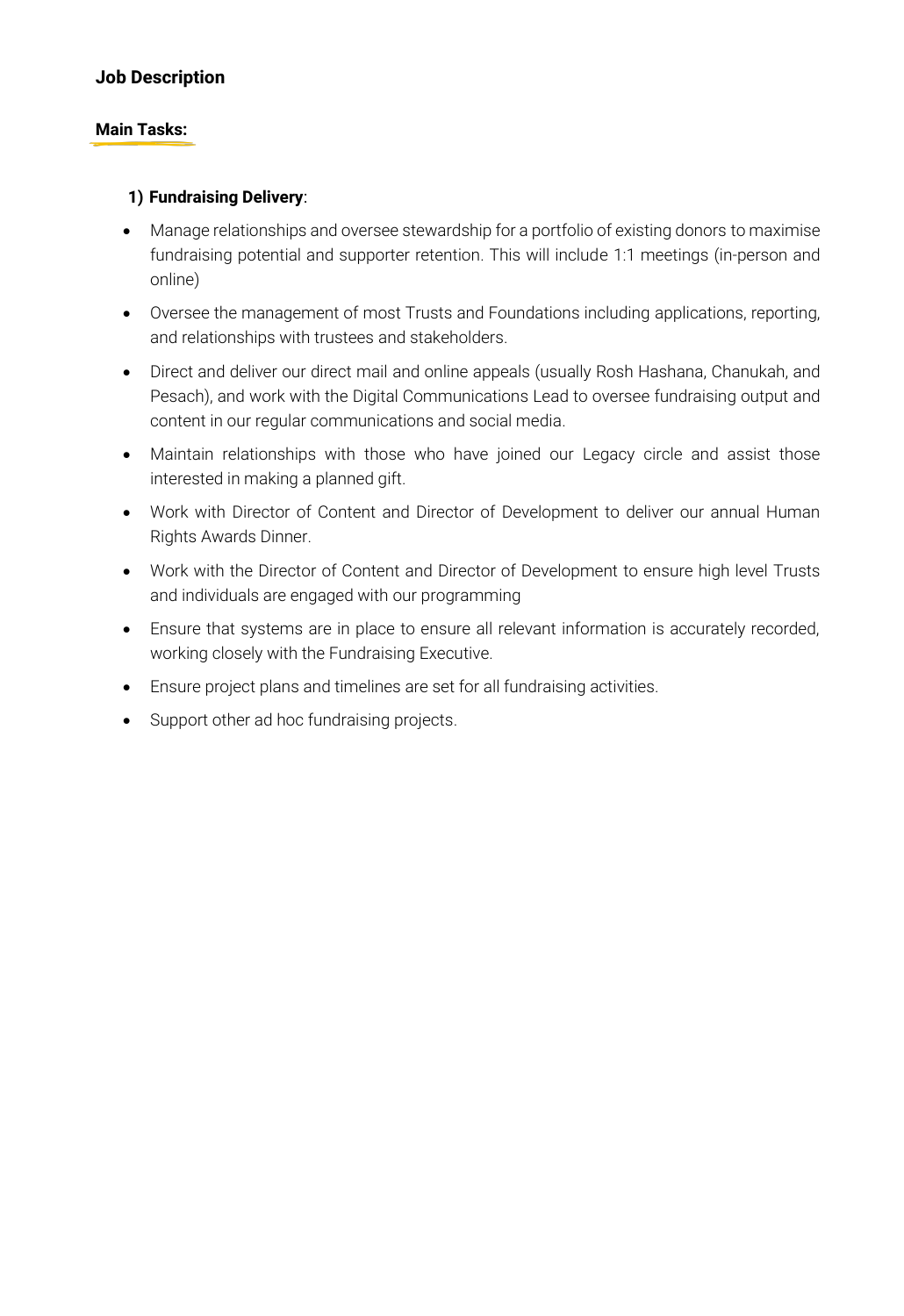## Job Description

### Main Tasks:

**1) Fundraising Delivery**:

- Manage relationships and oversee stewardship for a portfolio of existing donors to maximise fundraising potential and supporter retention. This will include 1:1 meetings (in-person and online)
- Oversee the management of most Trusts and Foundations including applications, reporting, and relationships with trustees and stakeholders.
- Direct and deliver our direct mail and online appeals (usually Rosh Hashana, Chanukah, and Pesach), and work with the Digital Communications Lead to oversee fundraising output and content in our regular communications and social media.
- Maintain relationships with those who have joined our Legacy circle and assist those interested in making a planned gift.
- Work with Director of Content and Director of Development to deliver our annual Human Rights Awards Dinner.
- Work with the Director of Content and Director of Development to ensure high level Trusts and individuals are engaged with our programming
- Ensure that systems are in place to ensure all relevant information is accurately recorded, working closely with the Fundraising Executive.
- Ensure project plans and timelines are set for all fundraising activities.
- Support other ad hoc fundraising projects.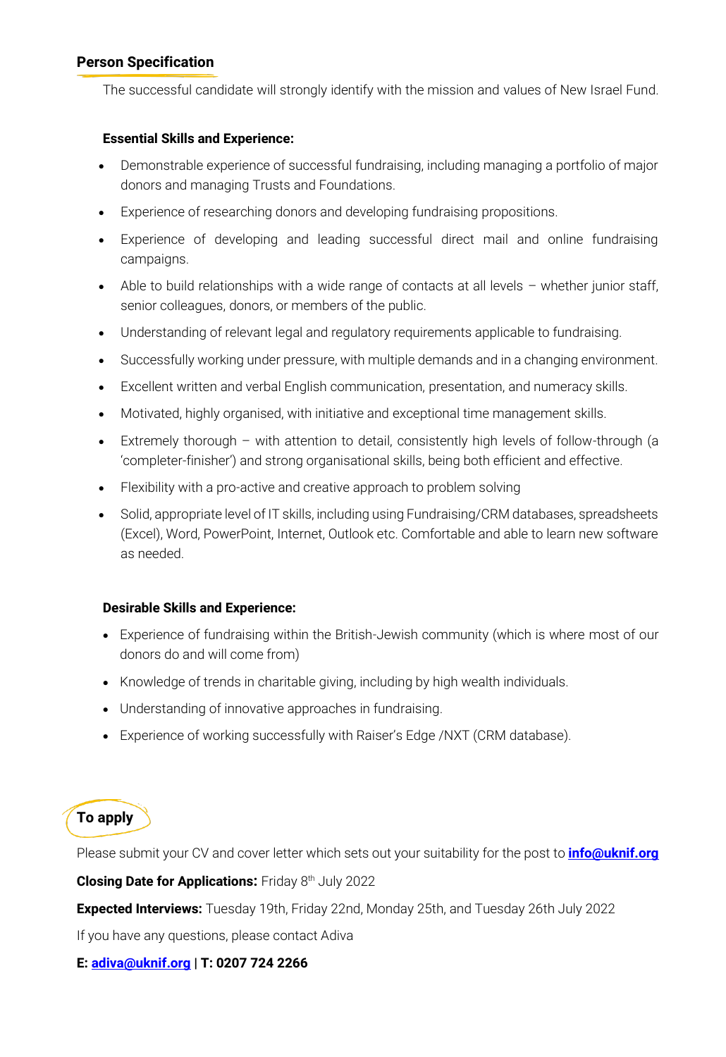## Person Specification

The successful candidate will strongly identify with the mission and values of New Israel Fund.

**Essential Skills and Experience:**

- Demonstrable experience of successful fundraising, including managing a portfolio of major donors and managing Trusts and Foundations.
- Experience of researching donors and developing fundraising propositions.
- Experience of developing and leading successful direct mail and online fundraising campaigns.
- Able to build relationships with a wide range of contacts at all levels – whether junior staff, senior colleagues, donors, or members of the public.
- Understanding of relevant legal and regulatory requirements applicable to fundraising.
- Successfully working under pressure, with multiple demands and in a changing environment.
- Excellent written and verbal English communication, presentation, and numeracy skills.
- Motivated, highly organised, with initiative and exceptional time management skills.
- Extremely thorough – with attention to detail, consistently high levels of follow-through (a 'completer-finisher') and strong organisational skills, being both efficient and effective.
- Flexibility with a pro-active and creative approach to problem solving
- Solid, appropriate level of IT skills, including using Fundraising/CRM databases, spreadsheets (Excel), Word, PowerPoint, Internet, Outlook etc. Comfortable and able to learn new software as needed.

**Desirable Skills and Experience:**

- Experience of fundraising within the British-Jewish community (which is where most of our donors do and will come from)
- Knowledge of trends in charitable giving, including by high wealth individuals.
- Understanding of innovative approaches in fundraising.
- Experience of working successfully with Raiser's Edge /NXT (CRM database).

## To apply

Please submit your CV and cover letter which sets out your suitability for the post to **info@uknif.org**

**Closing Date for Applications:** Friday 8th July 2022

**Expected Interviews:** Tuesday 19th, Friday 22nd, Monday 25th, and Tuesday 26th July 2022

If you have any questions, please contact Adiva

**E: adiva@uknif.org | T: 0207 724 2266**